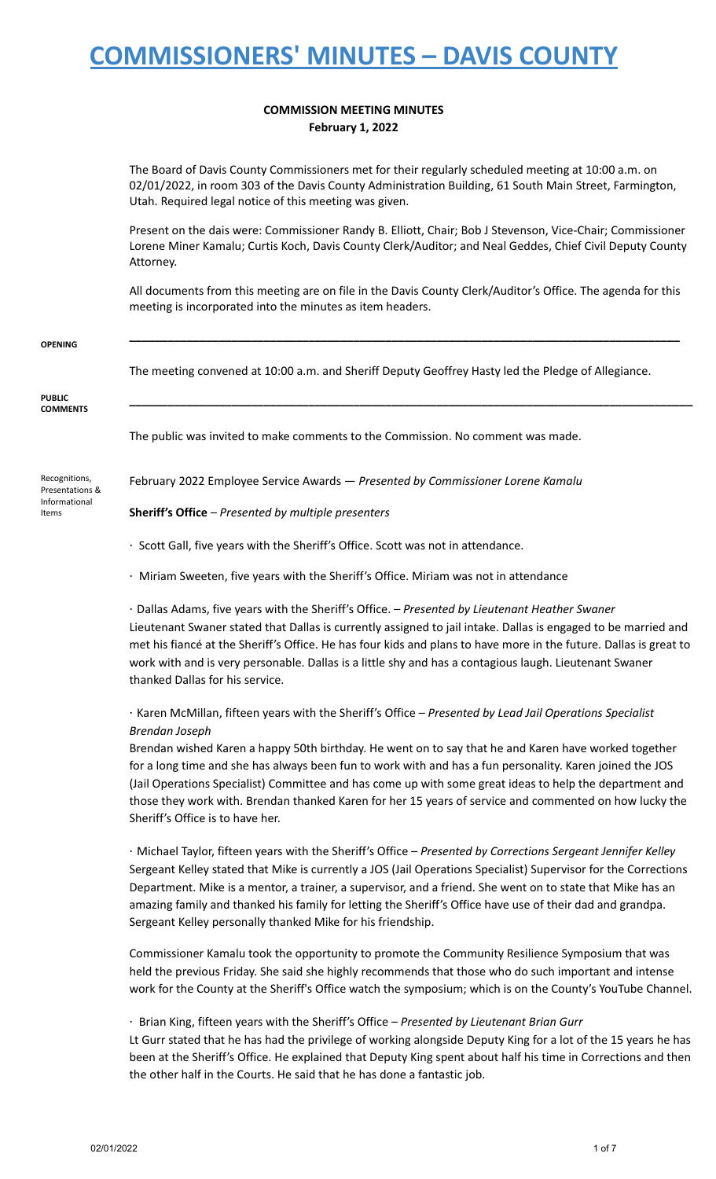# COMMISSIONERS' MINUTES – DAVIS COUNTY

**COMMISSION MEETING MINUTES**
**February 1, 2022**

The Board of Davis County Commissioners met for their regularly scheduled meeting at 10:00 a.m. on 02/01/2022, in room 303 of the Davis County Administration Building, 61 South Main Street, Farmington, Utah. Required legal notice of this meeting was given.

Present on the dais were: Commissioner Randy B. Elliott, Chair; Bob J Stevenson, Vice-Chair; Commissioner Lorene Miner Kamalu; Curtis Koch, Davis County Clerk/Auditor; and Neal Geddes, Chief Civil Deputy County Attorney.

All documents from this meeting are on file in the Davis County Clerk/Auditor's Office. The agenda for this meeting is incorporated into the minutes as item headers.

---

**OPENING**

The meeting convened at 10:00 a.m. and Sheriff Deputy Geoffrey Hasty led the Pledge of Allegiance.

---

**PUBLIC COMMENTS**

The public was invited to make comments to the Commission. No comment was made.

**Recognitions, Presentations & Informational Items**

February 2022 Employee Service Awards — *Presented by Commissioner Lorene Kamalu*

**Sheriff's Office** – *Presented by multiple presenters*

· Scott Gall, five years with the Sheriff's Office. Scott was not in attendance.

· Miriam Sweeten, five years with the Sheriff's Office. Miriam was not in attendance

· Dallas Adams, five years with the Sheriff's Office. – *Presented by Lieutenant Heather Swaner*
Lieutenant Swaner stated that Dallas is currently assigned to jail intake. Dallas is engaged to be married and met his fiancé at the Sheriff's Office. He has four kids and plans to have more in the future. Dallas is great to work with and is very personable. Dallas is a little shy and has a contagious laugh. Lieutenant Swaner thanked Dallas for his service.

· Karen McMillan, fifteen years with the Sheriff's Office – *Presented by Lead Jail Operations Specialist Brendan Joseph*
Brendan wished Karen a happy 50th birthday. He went on to say that he and Karen have worked together for a long time and she has always been fun to work with and has a fun personality. Karen joined the JOS (Jail Operations Specialist) Committee and has come up with some great ideas to help the department and those they work with. Brendan thanked Karen for her 15 years of service and commented on how lucky the Sheriff's Office is to have her.

· Michael Taylor, fifteen years with the Sheriff's Office – *Presented by Corrections Sergeant Jennifer Kelley*
Sergeant Kelley stated that Mike is currently a JOS (Jail Operations Specialist) Supervisor for the Corrections Department. Mike is a mentor, a trainer, a supervisor, and a friend. She went on to state that Mike has an amazing family and thanked his family for letting the Sheriff's Office have use of their dad and grandpa. Sergeant Kelley personally thanked Mike for his friendship.

Commissioner Kamalu took the opportunity to promote the Community Resilience Symposium that was held the previous Friday. She said she highly recommends that those who do such important and intense work for the County at the Sheriff's Office watch the symposium; which is on the County's YouTube Channel.

· Brian King, fifteen years with the Sheriff's Office – *Presented by Lieutenant Brian Gurr*
Lt Gurr stated that he has had the privilege of working alongside Deputy King for a lot of the 15 years he has been at the Sheriff's Office. He explained that Deputy King spent about half his time in Corrections and then the other half in the Courts. He said that he has done a fantastic job.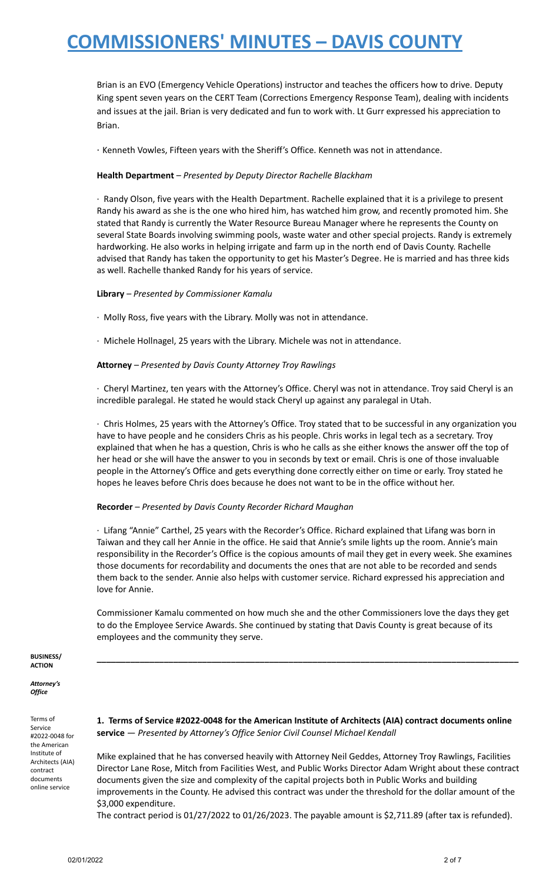Brian is an EVO (Emergency Vehicle Operations) instructor and teaches the officers how to drive. Deputy King spent seven years on the CERT Team (Corrections Emergency Response Team), dealing with incidents and issues at the jail. Brian is very dedicated and fun to work with. Lt Gurr expressed his appreciation to Brian.

· Kenneth Vowles, Fifteen years with the Sheriff's Office. Kenneth was not in attendance.

**Health Department** – *Presented by Deputy Director Rachelle Blackham*

· Randy Olson, five years with the Health Department. Rachelle explained that it is a privilege to present Randy his award as she is the one who hired him, has watched him grow, and recently promoted him. She stated that Randy is currently the Water Resource Bureau Manager where he represents the County on several State Boards involving swimming pools, waste water and other special projects. Randy is extremely hardworking. He also works in helping irrigate and farm up in the north end of Davis County. Rachelle advised that Randy has taken the opportunity to get his Master's Degree. He is married and has three kids as well. Rachelle thanked Randy for his years of service.

**Library** – *Presented by Commissioner Kamalu*

· Molly Ross, five years with the Library. Molly was not in attendance.

· Michele Hollnagel, 25 years with the Library. Michele was not in attendance.

**Attorney** – *Presented by Davis County Attorney Troy Rawlings*

· Cheryl Martinez, ten years with the Attorney's Office. Cheryl was not in attendance. Troy said Cheryl is an incredible paralegal. He stated he would stack Cheryl up against any paralegal in Utah.

· Chris Holmes, 25 years with the Attorney's Office. Troy stated that to be successful in any organization you have to have people and he considers Chris as his people. Chris works in legal tech as a secretary. Troy explained that when he has a question, Chris is who he calls as she either knows the answer off the top of her head or she will have the answer to you in seconds by text or email. Chris is one of those invaluable people in the Attorney's Office and gets everything done correctly either on time or early. Troy stated he hopes he leaves before Chris does because he does not want to be in the office without her.

**Recorder** – *Presented by Davis County Recorder Richard Maughan*

· Lifang "Annie" Carthel, 25 years with the Recorder's Office. Richard explained that Lifang was born in Taiwan and they call her Annie in the office. He said that Annie's smile lights up the room. Annie's main responsibility in the Recorder's Office is the copious amounts of mail they get in every week. She examines those documents for recordability and documents the ones that are not able to be recorded and sends them back to the sender. Annie also helps with customer service. Richard expressed his appreciation and love for Annie.

Commissioner Kamalu commented on how much she and the other Commissioners love the days they get to do the Employee Service Awards. She continued by stating that Davis County is great because of its employees and the community they serve.

---

**BUSINESS/ ACTION**

***Attorney's Office***

Terms of Service #2022-0048 for the American Institute of Architects (AIA) contract documents online service

**1. Terms of Service #2022-0048 for the American Institute of Architects (AIA) contract documents online service** — *Presented by Attorney's Office Senior Civil Counsel Michael Kendall*

Mike explained that he has conversed heavily with Attorney Neil Geddes, Attorney Troy Rawlings, Facilities Director Lane Rose, Mitch from Facilities West, and Public Works Director Adam Wright about these contract documents given the size and complexity of the capital projects both in Public Works and building improvements in the County. He advised this contract was under the threshold for the dollar amount of the $3,000 expenditure.

The contract period is 01/27/2022 to 01/26/2023. The payable amount is $2,711.89 (after tax is refunded).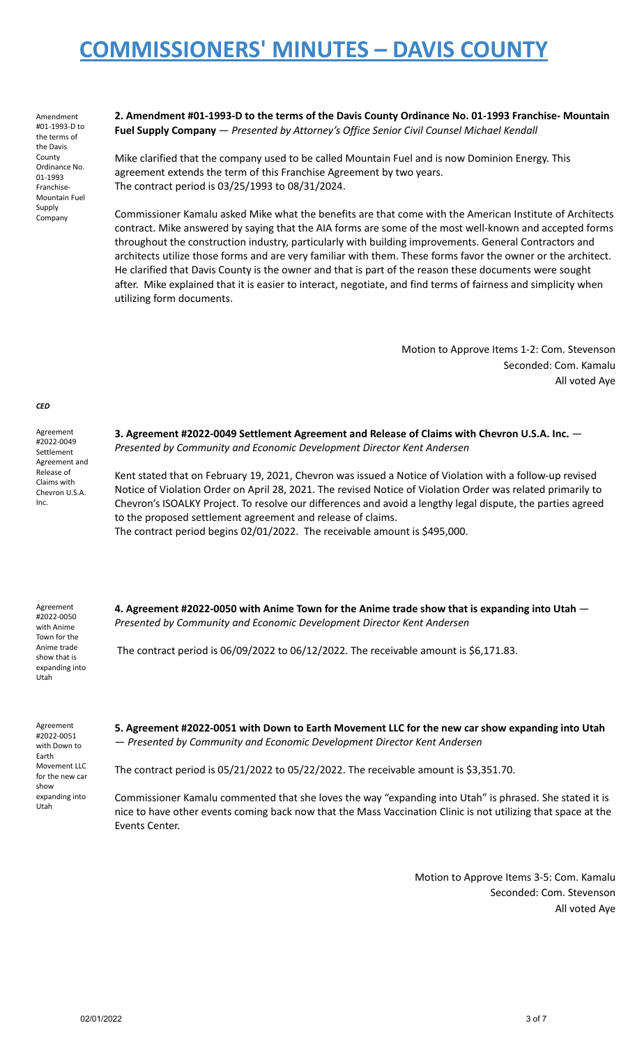Amendment #01-1993-D to the terms of the Davis County Ordinance No. 01-1993 Franchise-Mountain Fuel Supply Company

**2. Amendment #01-1993-D to the terms of the Davis County Ordinance No. 01-1993 Franchise- Mountain Fuel Supply Company** — *Presented by Attorney's Office Senior Civil Counsel Michael Kendall*

Mike clarified that the company used to be called Mountain Fuel and is now Dominion Energy. This agreement extends the term of this Franchise Agreement by two years.
The contract period is 03/25/1993 to 08/31/2024.

Commissioner Kamalu asked Mike what the benefits are that come with the American Institute of Architects contract. Mike answered by saying that the AIA forms are some of the most well-known and accepted forms throughout the construction industry, particularly with building improvements. General Contractors and architects utilize those forms and are very familiar with them. These forms favor the owner or the architect. He clarified that Davis County is the owner and that is part of the reason these documents were sought after. Mike explained that it is easier to interact, negotiate, and find terms of fairness and simplicity when utilizing form documents.

Motion to Approve Items 1-2: Com. Stevenson
Seconded: Com. Kamalu
All voted Aye

***CED***

Agreement #2022-0049 Settlement Agreement and Release of Claims with Chevron U.S.A. Inc.

**3. Agreement #2022-0049 Settlement Agreement and Release of Claims with Chevron U.S.A. Inc.** — *Presented by Community and Economic Development Director Kent Andersen*

Kent stated that on February 19, 2021, Chevron was issued a Notice of Violation with a follow-up revised Notice of Violation Order on April 28, 2021. The revised Notice of Violation Order was related primarily to Chevron's ISOALKY Project. To resolve our differences and avoid a lengthy legal dispute, the parties agreed to the proposed settlement agreement and release of claims.
The contract period begins 02/01/2022. The receivable amount is $495,000.

Agreement #2022-0050 with Anime Town for the Anime trade show that is expanding into Utah

**4. Agreement #2022-0050 with Anime Town for the Anime trade show that is expanding into Utah** — *Presented by Community and Economic Development Director Kent Andersen*

The contract period is 06/09/2022 to 06/12/2022. The receivable amount is $6,171.83.

Agreement #2022-0051 with Down to Earth Movement LLC for the new car show expanding into Utah

**5. Agreement #2022-0051 with Down to Earth Movement LLC for the new car show expanding into Utah** — *Presented by Community and Economic Development Director Kent Andersen*

The contract period is 05/21/2022 to 05/22/2022. The receivable amount is $3,351.70.

Commissioner Kamalu commented that she loves the way "expanding into Utah" is phrased. She stated it is nice to have other events coming back now that the Mass Vaccination Clinic is not utilizing that space at the Events Center.

Motion to Approve Items 3-5: Com. Kamalu
Seconded: Com. Stevenson
All voted Aye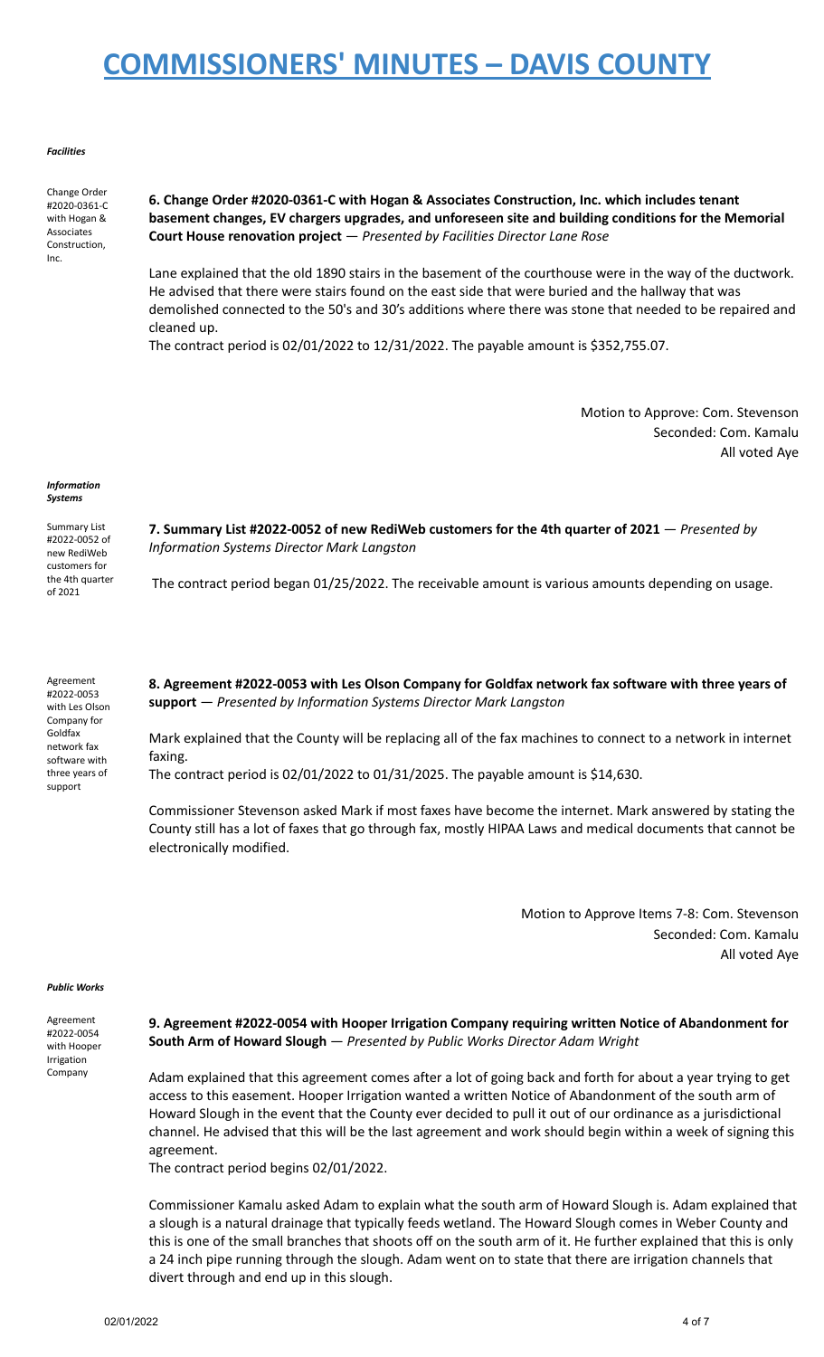# COMMISSIONERS' MINUTES – DAVIS COUNTY

***Facilities***

Change Order #2020-0361-C with Hogan & Associates Construction, Inc.

**6. Change Order #2020-0361-C with Hogan & Associates Construction, Inc. which includes tenant basement changes, EV chargers upgrades, and unforeseen site and building conditions for the Memorial Court House renovation project** — *Presented by Facilities Director Lane Rose*

Lane explained that the old 1890 stairs in the basement of the courthouse were in the way of the ductwork. He advised that there were stairs found on the east side that were buried and the hallway that was demolished connected to the 50's and 30's additions where there was stone that needed to be repaired and cleaned up.

The contract period is 02/01/2022 to 12/31/2022. The payable amount is $352,755.07.

Motion to Approve: Com. Stevenson
Seconded: Com. Kamalu
All voted Aye

***Information Systems***

Summary List #2022-0052 of new RediWeb customers for the 4th quarter of 2021

**7. Summary List #2022-0052 of new RediWeb customers for the 4th quarter of 2021** — *Presented by Information Systems Director Mark Langston*

The contract period began 01/25/2022. The receivable amount is various amounts depending on usage.

Agreement #2022-0053 with Les Olson Company for Goldfax network fax software with three years of support

**8. Agreement #2022-0053 with Les Olson Company for Goldfax network fax software with three years of support** — *Presented by Information Systems Director Mark Langston*

Mark explained that the County will be replacing all of the fax machines to connect to a network in internet faxing.

The contract period is 02/01/2022 to 01/31/2025. The payable amount is $14,630.

Commissioner Stevenson asked Mark if most faxes have become the internet. Mark answered by stating the County still has a lot of faxes that go through fax, mostly HIPAA Laws and medical documents that cannot be electronically modified.

Motion to Approve Items 7-8: Com. Stevenson
Seconded: Com. Kamalu
All voted Aye

***Public Works***

Agreement #2022-0054 with Hooper Irrigation Company

**9. Agreement #2022-0054 with Hooper Irrigation Company requiring written Notice of Abandonment for South Arm of Howard Slough** — *Presented by Public Works Director Adam Wright*

Adam explained that this agreement comes after a lot of going back and forth for about a year trying to get access to this easement. Hooper Irrigation wanted a written Notice of Abandonment of the south arm of Howard Slough in the event that the County ever decided to pull it out of our ordinance as a jurisdictional channel. He advised that this will be the last agreement and work should begin within a week of signing this agreement.

The contract period begins 02/01/2022.

Commissioner Kamalu asked Adam to explain what the south arm of Howard Slough is. Adam explained that a slough is a natural drainage that typically feeds wetland. The Howard Slough comes in Weber County and this is one of the small branches that shoots off on the south arm of it. He further explained that this is only a 24 inch pipe running through the slough. Adam went on to state that there are irrigation channels that divert through and end up in this slough.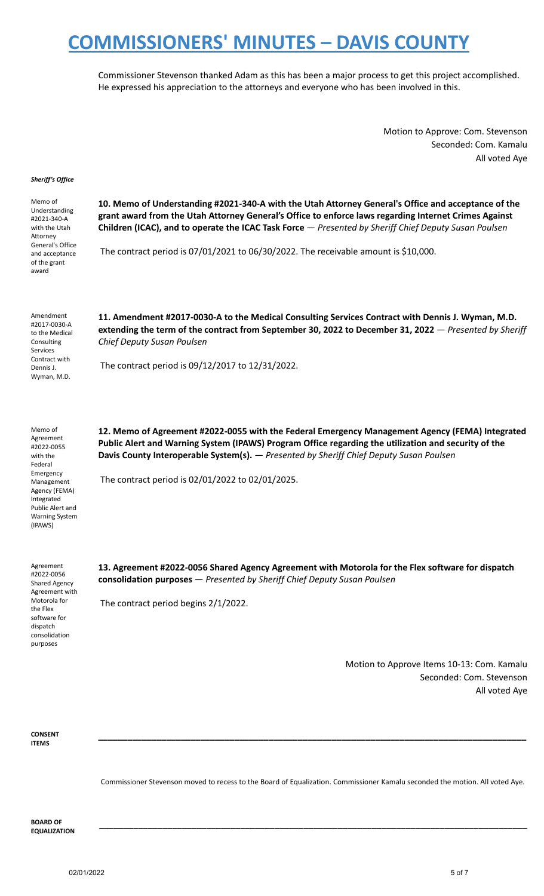Commissioner Stevenson thanked Adam as this has been a major process to get this project accomplished. He expressed his appreciation to the attorneys and everyone who has been involved in this.

Motion to Approve: Com. Stevenson
Seconded: Com. Kamalu
All voted Aye

***Sheriff's Office***

Memo of Understanding #2021-340-A with the Utah Attorney General's Office and acceptance of the grant award

**10. Memo of Understanding #2021-340-A with the Utah Attorney General's Office and acceptance of the grant award from the Utah Attorney General's Office to enforce laws regarding Internet Crimes Against Children (ICAC), and to operate the ICAC Task Force** — *Presented by Sheriff Chief Deputy Susan Poulsen*

The contract period is 07/01/2021 to 06/30/2022. The receivable amount is $10,000.

Amendment #2017-0030-A to the Medical Consulting Services Contract with Dennis J. Wyman, M.D.

**11. Amendment #2017-0030-A to the Medical Consulting Services Contract with Dennis J. Wyman, M.D. extending the term of the contract from September 30, 2022 to December 31, 2022** — *Presented by Sheriff Chief Deputy Susan Poulsen*

The contract period is 09/12/2017 to 12/31/2022.

Memo of Agreement #2022-0055 with the Federal Emergency Management Agency (FEMA) Integrated Public Alert and Warning System (IPAWS)

**12. Memo of Agreement #2022-0055 with the Federal Emergency Management Agency (FEMA) Integrated Public Alert and Warning System (IPAWS) Program Office regarding the utilization and security of the Davis County Interoperable System(s).** — *Presented by Sheriff Chief Deputy Susan Poulsen*

The contract period is 02/01/2022 to 02/01/2025.

Agreement #2022-0056 Shared Agency Agreement with Motorola for the Flex software for dispatch consolidation purposes

**13. Agreement #2022-0056 Shared Agency Agreement with Motorola for the Flex software for dispatch consolidation purposes** — *Presented by Sheriff Chief Deputy Susan Poulsen*

The contract period begins 2/1/2022.

Motion to Approve Items 10-13: Com. Kamalu
Seconded: Com. Stevenson
All voted Aye

**CONSENT ITEMS**

---

Commissioner Stevenson moved to recess to the Board of Equalization. Commissioner Kamalu seconded the motion. All voted Aye.

**BOARD OF EQUALIZATION**

---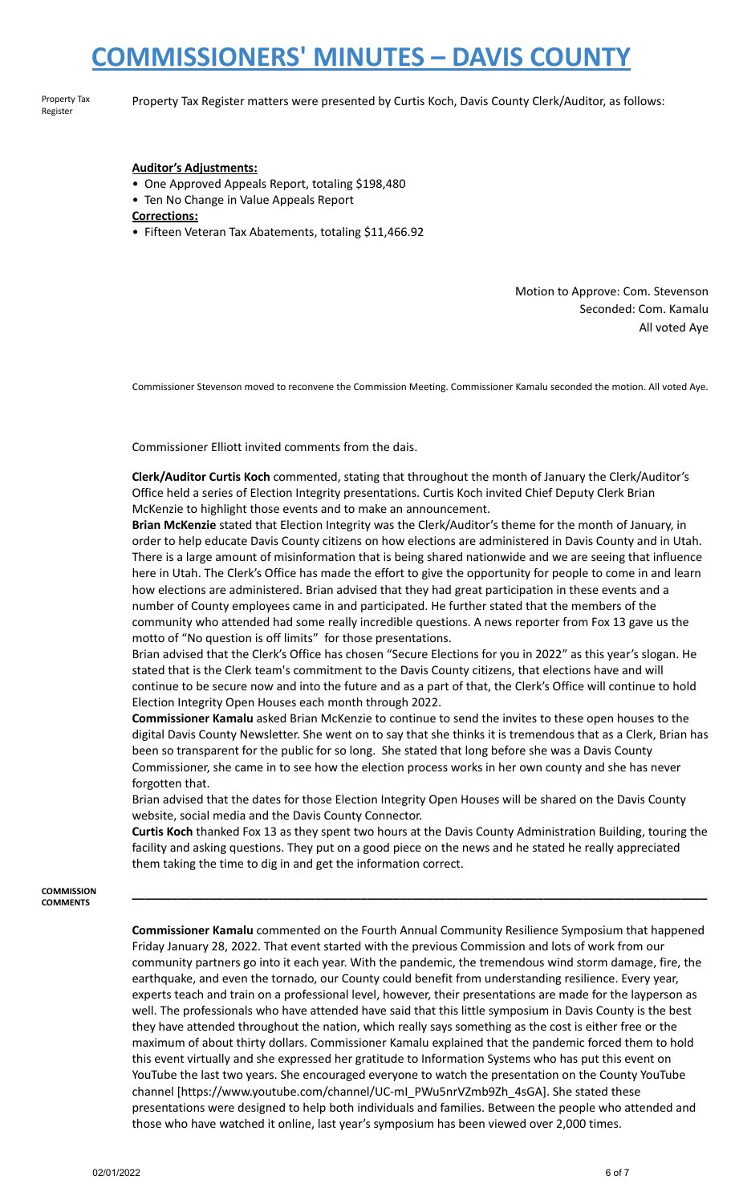Property Tax Register

Property Tax Register matters were presented by Curtis Koch, Davis County Clerk/Auditor, as follows:

**Auditor's Adjustments:**

- One Approved Appeals Report, totaling $198,480
- Ten No Change in Value Appeals Report

**Corrections:**

- Fifteen Veteran Tax Abatements, totaling $11,466.92

Motion to Approve: Com. Stevenson
Seconded: Com. Kamalu
All voted Aye

Commissioner Stevenson moved to reconvene the Commission Meeting. Commissioner Kamalu seconded the motion. All voted Aye.

Commissioner Elliott invited comments from the dais.

**Clerk/Auditor Curtis Koch** commented, stating that throughout the month of January the Clerk/Auditor's Office held a series of Election Integrity presentations. Curtis Koch invited Chief Deputy Clerk Brian McKenzie to highlight those events and to make an announcement.

**Brian McKenzie** stated that Election Integrity was the Clerk/Auditor's theme for the month of January, in order to help educate Davis County citizens on how elections are administered in Davis County and in Utah. There is a large amount of misinformation that is being shared nationwide and we are seeing that influence here in Utah. The Clerk's Office has made the effort to give the opportunity for people to come in and learn how elections are administered. Brian advised that they had great participation in these events and a number of County employees came in and participated. He further stated that the members of the community who attended had some really incredible questions. A news reporter from Fox 13 gave us the motto of "No question is off limits" for those presentations.

Brian advised that the Clerk's Office has chosen "Secure Elections for you in 2022" as this year's slogan. He stated that is the Clerk team's commitment to the Davis County citizens, that elections have and will continue to be secure now and into the future and as a part of that, the Clerk's Office will continue to hold Election Integrity Open Houses each month through 2022.

**Commissioner Kamalu** asked Brian McKenzie to continue to send the invites to these open houses to the digital Davis County Newsletter. She went on to say that she thinks it is tremendous that as a Clerk, Brian has been so transparent for the public for so long. She stated that long before she was a Davis County Commissioner, she came in to see how the election process works in her own county and she has never forgotten that.

Brian advised that the dates for those Election Integrity Open Houses will be shared on the Davis County website, social media and the Davis County Connector.

**Curtis Koch** thanked Fox 13 as they spent two hours at the Davis County Administration Building, touring the facility and asking questions. They put on a good piece on the news and he stated he really appreciated them taking the time to dig in and get the information correct.

---

**COMMISSION COMMENTS**

**Commissioner Kamalu** commented on the Fourth Annual Community Resilience Symposium that happened Friday January 28, 2022. That event started with the previous Commission and lots of work from our community partners go into it each year. With the pandemic, the tremendous wind storm damage, fire, the earthquake, and even the tornado, our County could benefit from understanding resilience. Every year, experts teach and train on a professional level, however, their presentations are made for the layperson as well. The professionals who have attended have said that this little symposium in Davis County is the best they have attended throughout the nation, which really says something as the cost is either free or the maximum of about thirty dollars. Commissioner Kamalu explained that the pandemic forced them to hold this event virtually and she expressed her gratitude to Information Systems who has put this event on YouTube the last two years. She encouraged everyone to watch the presentation on the County YouTube channel [https://www.youtube.com/channel/UC-mI_PWu5nrVZmb9Zh_4sGA]. She stated these presentations were designed to help both individuals and families. Between the people who attended and those who have watched it online, last year's symposium has been viewed over 2,000 times.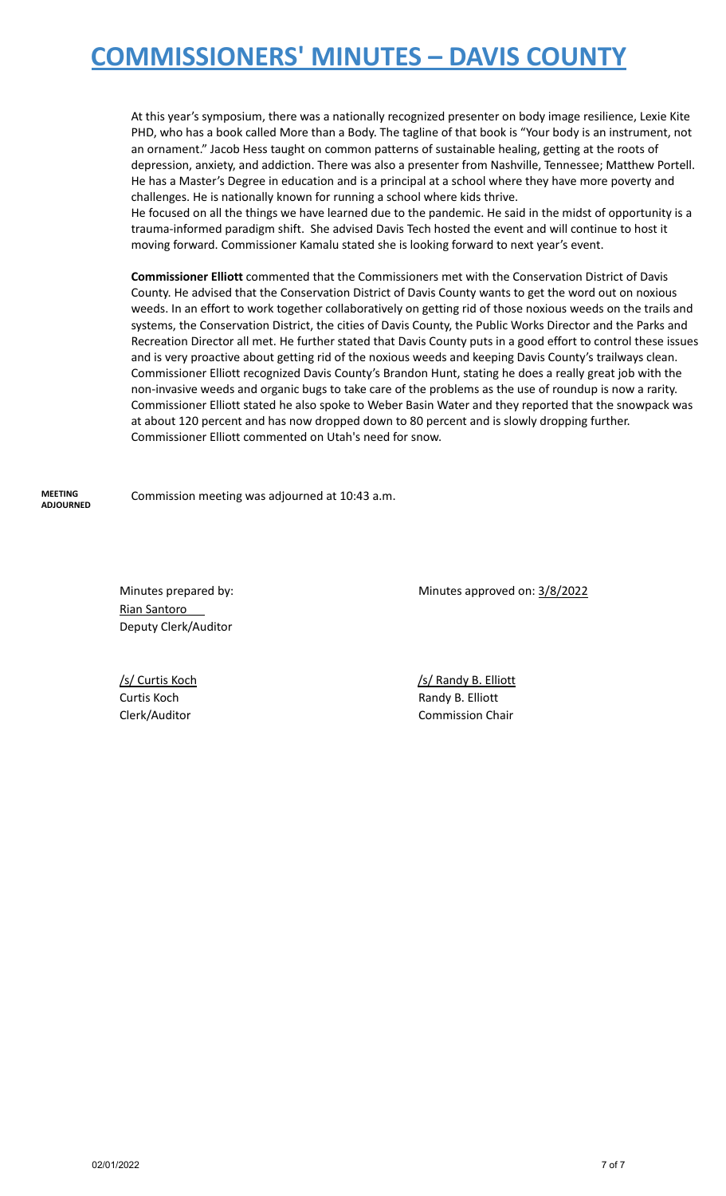At this year's symposium, there was a nationally recognized presenter on body image resilience, Lexie Kite PHD, who has a book called More than a Body. The tagline of that book is "Your body is an instrument, not an ornament." Jacob Hess taught on common patterns of sustainable healing, getting at the roots of depression, anxiety, and addiction. There was also a presenter from Nashville, Tennessee; Matthew Portell. He has a Master's Degree in education and is a principal at a school where they have more poverty and challenges. He is nationally known for running a school where kids thrive.
He focused on all the things we have learned due to the pandemic. He said in the midst of opportunity is a trauma-informed paradigm shift. She advised Davis Tech hosted the event and will continue to host it moving forward. Commissioner Kamalu stated she is looking forward to next year's event.

**Commissioner Elliott** commented that the Commissioners met with the Conservation District of Davis County. He advised that the Conservation District of Davis County wants to get the word out on noxious weeds. In an effort to work together collaboratively on getting rid of those noxious weeds on the trails and systems, the Conservation District, the cities of Davis County, the Public Works Director and the Parks and Recreation Director all met. He further stated that Davis County puts in a good effort to control these issues and is very proactive about getting rid of the noxious weeds and keeping Davis County's trailways clean. Commissioner Elliott recognized Davis County's Brandon Hunt, stating he does a really great job with the non-invasive weeds and organic bugs to take care of the problems as the use of roundup is now a rarity. Commissioner Elliott stated he also spoke to Weber Basin Water and they reported that the snowpack was at about 120 percent and has now dropped down to 80 percent and is slowly dropping further. Commissioner Elliott commented on Utah's need for snow.

**MEETING ADJOURNED**

Commission meeting was adjourned at 10:43 a.m.

Minutes prepared by:
Rian Santoro
Deputy Clerk/Auditor

Minutes approved on: 3/8/2022

/s/ Curtis Koch
Curtis Koch
Clerk/Auditor

/s/ Randy B. Elliott
Randy B. Elliott
Commission Chair